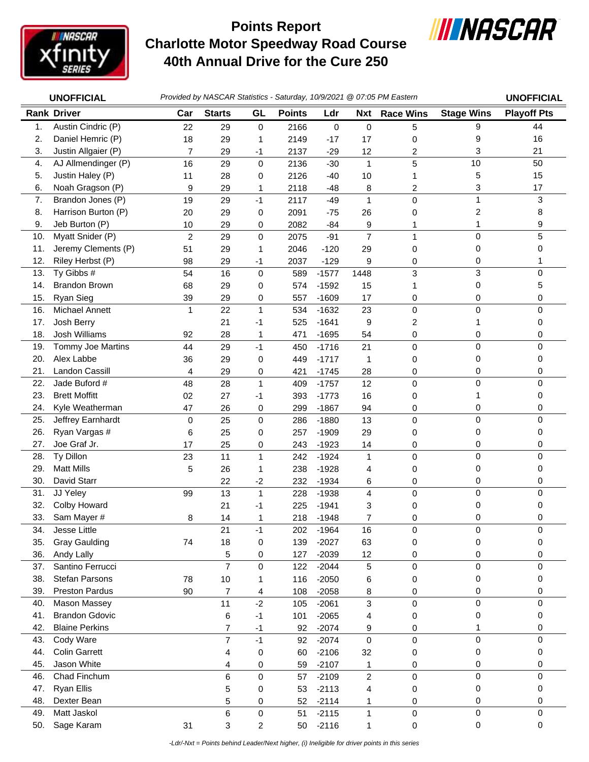# Points Report
# Charlotte Motor Speedway Road Course
# 40th Annual Drive for the Cure 250

**UNOFFICIAL** *Provided by NASCAR Statistics - Saturday, 10/9/2021 @ 07:05 PM Eastern* **UNOFFICIAL**

| Rank | Driver | Car | Starts | GL | Points | Ldr | Nxt | Race Wins | Stage Wins | Playoff Pts |
|---|---|---|---|---|---|---|---|---|---|---|
| 1. | Austin Cindric (P) | 22 | 29 | 0 | 2166 | 0 | 0 | 5 | 9 | 44 |
| 2. | Daniel Hemric (P) | 18 | 29 | 1 | 2149 | -17 | 17 | 0 | 9 | 16 |
| 3. | Justin Allgaier (P) | 7 | 29 | -1 | 2137 | -29 | 12 | 2 | 3 | 21 |
| 4. | AJ Allmendinger (P) | 16 | 29 | 0 | 2136 | -30 | 1 | 5 | 10 | 50 |
| 5. | Justin Haley (P) | 11 | 28 | 0 | 2126 | -40 | 10 | 1 | 5 | 15 |
| 6. | Noah Gragson (P) | 9 | 29 | 1 | 2118 | -48 | 8 | 2 | 3 | 17 |
| 7. | Brandon Jones (P) | 19 | 29 | -1 | 2117 | -49 | 1 | 0 | 1 | 3 |
| 8. | Harrison Burton (P) | 20 | 29 | 0 | 2091 | -75 | 26 | 0 | 2 | 8 |
| 9. | Jeb Burton (P) | 10 | 29 | 0 | 2082 | -84 | 9 | 1 | 1 | 9 |
| 10. | Myatt Snider (P) | 2 | 29 | 0 | 2075 | -91 | 7 | 1 | 0 | 5 |
| 11. | Jeremy Clements (P) | 51 | 29 | 1 | 2046 | -120 | 29 | 0 | 0 | 0 |
| 12. | Riley Herbst (P) | 98 | 29 | -1 | 2037 | -129 | 9 | 0 | 0 | 1 |
| 13. | Ty Gibbs # | 54 | 16 | 0 | 589 | -1577 | 1448 | 3 | 3 | 0 |
| 14. | Brandon Brown | 68 | 29 | 0 | 574 | -1592 | 15 | 1 | 0 | 5 |
| 15. | Ryan Sieg | 39 | 29 | 0 | 557 | -1609 | 17 | 0 | 0 | 0 |
| 16. | Michael Annett | 1 | 22 | 1 | 534 | -1632 | 23 | 0 | 0 | 0 |
| 17. | Josh Berry | | 21 | -1 | 525 | -1641 | 9 | 2 | 1 | 0 |
| 18. | Josh Williams | 92 | 28 | 1 | 471 | -1695 | 54 | 0 | 0 | 0 |
| 19. | Tommy Joe Martins | 44 | 29 | -1 | 450 | -1716 | 21 | 0 | 0 | 0 |
| 20. | Alex Labbe | 36 | 29 | 0 | 449 | -1717 | 1 | 0 | 0 | 0 |
| 21. | Landon Cassill | 4 | 29 | 0 | 421 | -1745 | 28 | 0 | 0 | 0 |
| 22. | Jade Buford # | 48 | 28 | 1 | 409 | -1757 | 12 | 0 | 0 | 0 |
| 23. | Brett Moffitt | 02 | 27 | -1 | 393 | -1773 | 16 | 0 | 1 | 0 |
| 24. | Kyle Weatherman | 47 | 26 | 0 | 299 | -1867 | 94 | 0 | 0 | 0 |
| 25. | Jeffrey Earnhardt | 0 | 25 | 0 | 286 | -1880 | 13 | 0 | 0 | 0 |
| 26. | Ryan Vargas # | 6 | 25 | 0 | 257 | -1909 | 29 | 0 | 0 | 0 |
| 27. | Joe Graf Jr. | 17 | 25 | 0 | 243 | -1923 | 14 | 0 | 0 | 0 |
| 28. | Ty Dillon | 23 | 11 | 1 | 242 | -1924 | 1 | 0 | 0 | 0 |
| 29. | Matt Mills | 5 | 26 | 1 | 238 | -1928 | 4 | 0 | 0 | 0 |
| 30. | David Starr | | 22 | -2 | 232 | -1934 | 6 | 0 | 0 | 0 |
| 31. | JJ Yeley | 99 | 13 | 1 | 228 | -1938 | 4 | 0 | 0 | 0 |
| 32. | Colby Howard | | 21 | -1 | 225 | -1941 | 3 | 0 | 0 | 0 |
| 33. | Sam Mayer # | 8 | 14 | 1 | 218 | -1948 | 7 | 0 | 0 | 0 |
| 34. | Jesse Little | | 21 | -1 | 202 | -1964 | 16 | 0 | 0 | 0 |
| 35. | Gray Gaulding | 74 | 18 | 0 | 139 | -2027 | 63 | 0 | 0 | 0 |
| 36. | Andy Lally | | 5 | 0 | 127 | -2039 | 12 | 0 | 0 | 0 |
| 37. | Santino Ferrucci | | 7 | 0 | 122 | -2044 | 5 | 0 | 0 | 0 |
| 38. | Stefan Parsons | 78 | 10 | 1 | 116 | -2050 | 6 | 0 | 0 | 0 |
| 39. | Preston Pardus | 90 | 7 | 4 | 108 | -2058 | 8 | 0 | 0 | 0 |
| 40. | Mason Massey | | 11 | -2 | 105 | -2061 | 3 | 0 | 0 | 0 |
| 41. | Brandon Gdovic | | 6 | -1 | 101 | -2065 | 4 | 0 | 0 | 0 |
| 42. | Blaine Perkins | | 7 | -1 | 92 | -2074 | 9 | 0 | 1 | 0 |
| 43. | Cody Ware | | 7 | -1 | 92 | -2074 | 0 | 0 | 0 | 0 |
| 44. | Colin Garrett | | 4 | 0 | 60 | -2106 | 32 | 0 | 0 | 0 |
| 45. | Jason White | | 4 | 0 | 59 | -2107 | 1 | 0 | 0 | 0 |
| 46. | Chad Finchum | | 6 | 0 | 57 | -2109 | 2 | 0 | 0 | 0 |
| 47. | Ryan Ellis | | 5 | 0 | 53 | -2113 | 4 | 0 | 0 | 0 |
| 48. | Dexter Bean | | 5 | 0 | 52 | -2114 | 1 | 0 | 0 | 0 |
| 49. | Matt Jaskol | | 6 | 0 | 51 | -2115 | 1 | 0 | 0 | 0 |
| 50. | Sage Karam | 31 | 3 | 2 | 50 | -2116 | 1 | 0 | 0 | 0 |

*-Ldr/-Nxt = Points behind Leader/Next higher, (i) Ineligible for driver points in this series*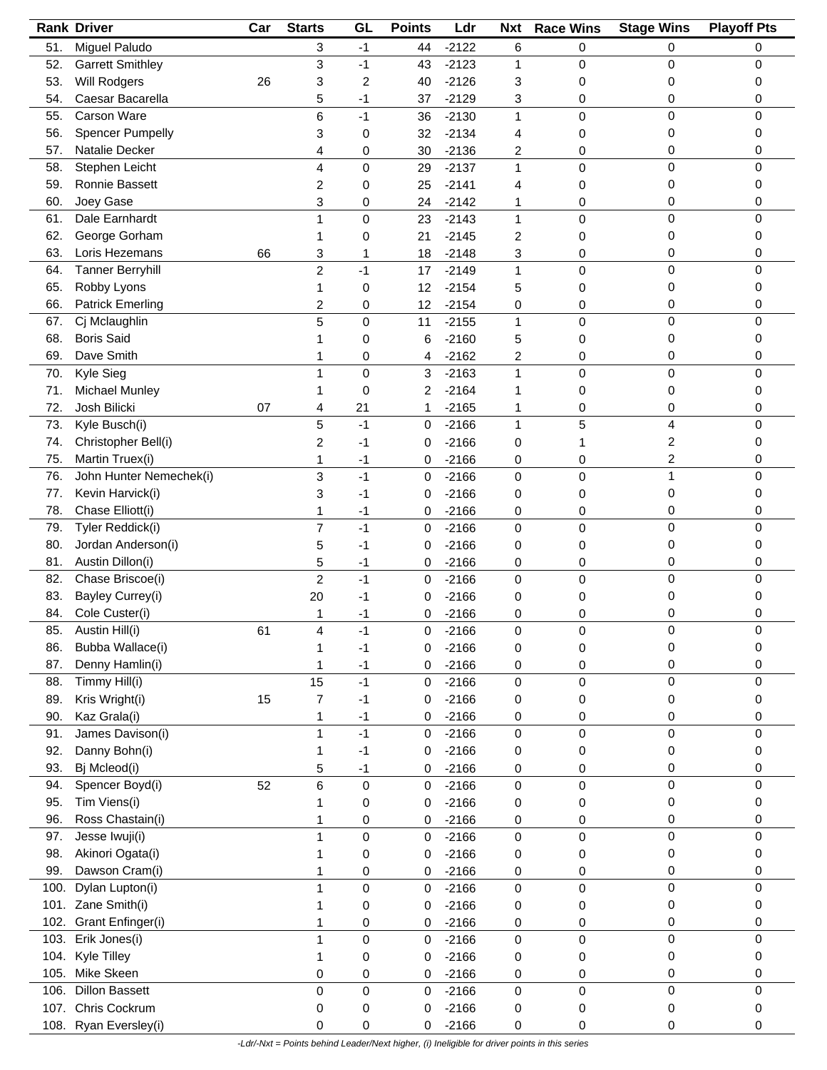| Rank | Driver | Car | Starts | GL | Points | Ldr | Nxt | Race Wins | Stage Wins | Playoff Pts |
|---|---|---|---|---|---|---|---|---|---|---|
| 51. | Miguel Paludo | | 3 | -1 | 44 | -2122 | 6 | 0 | 0 | 0 |
| 52. | Garrett Smithley | | 3 | -1 | 43 | -2123 | 1 | 0 | 0 | 0 |
| 53. | Will Rodgers | 26 | 3 | 2 | 40 | -2126 | 3 | 0 | 0 | 0 |
| 54. | Caesar Bacarella | | 5 | -1 | 37 | -2129 | 3 | 0 | 0 | 0 |
| 55. | Carson Ware | | 6 | -1 | 36 | -2130 | 1 | 0 | 0 | 0 |
| 56. | Spencer Pumpelly | | 3 | 0 | 32 | -2134 | 4 | 0 | 0 | 0 |
| 57. | Natalie Decker | | 4 | 0 | 30 | -2136 | 2 | 0 | 0 | 0 |
| 58. | Stephen Leicht | | 4 | 0 | 29 | -2137 | 1 | 0 | 0 | 0 |
| 59. | Ronnie Bassett | | 2 | 0 | 25 | -2141 | 4 | 0 | 0 | 0 |
| 60. | Joey Gase | | 3 | 0 | 24 | -2142 | 1 | 0 | 0 | 0 |
| 61. | Dale Earnhardt | | 1 | 0 | 23 | -2143 | 1 | 0 | 0 | 0 |
| 62. | George Gorham | | 1 | 0 | 21 | -2145 | 2 | 0 | 0 | 0 |
| 63. | Loris Hezemans | 66 | 3 | 1 | 18 | -2148 | 3 | 0 | 0 | 0 |
| 64. | Tanner Berryhill | | 2 | -1 | 17 | -2149 | 1 | 0 | 0 | 0 |
| 65. | Robby Lyons | | 1 | 0 | 12 | -2154 | 5 | 0 | 0 | 0 |
| 66. | Patrick Emerling | | 2 | 0 | 12 | -2154 | 0 | 0 | 0 | 0 |
| 67. | Cj Mclaughlin | | 5 | 0 | 11 | -2155 | 1 | 0 | 0 | 0 |
| 68. | Boris Said | | 1 | 0 | 6 | -2160 | 5 | 0 | 0 | 0 |
| 69. | Dave Smith | | 1 | 0 | 4 | -2162 | 2 | 0 | 0 | 0 |
| 70. | Kyle Sieg | | 1 | 0 | 3 | -2163 | 1 | 0 | 0 | 0 |
| 71. | Michael Munley | | 1 | 0 | 2 | -2164 | 1 | 0 | 0 | 0 |
| 72. | Josh Bilicki | 07 | 4 | 21 | 1 | -2165 | 1 | 0 | 0 | 0 |
| 73. | Kyle Busch(i) | | 5 | -1 | 0 | -2166 | 1 | 5 | 4 | 0 |
| 74. | Christopher Bell(i) | | 2 | -1 | 0 | -2166 | 0 | 1 | 2 | 0 |
| 75. | Martin Truex(i) | | 1 | -1 | 0 | -2166 | 0 | 0 | 2 | 0 |
| 76. | John Hunter Nemechek(i) | | 3 | -1 | 0 | -2166 | 0 | 0 | 1 | 0 |
| 77. | Kevin Harvick(i) | | 3 | -1 | 0 | -2166 | 0 | 0 | 0 | 0 |
| 78. | Chase Elliott(i) | | 1 | -1 | 0 | -2166 | 0 | 0 | 0 | 0 |
| 79. | Tyler Reddick(i) | | 7 | -1 | 0 | -2166 | 0 | 0 | 0 | 0 |
| 80. | Jordan Anderson(i) | | 5 | -1 | 0 | -2166 | 0 | 0 | 0 | 0 |
| 81. | Austin Dillon(i) | | 5 | -1 | 0 | -2166 | 0 | 0 | 0 | 0 |
| 82. | Chase Briscoe(i) | | 2 | -1 | 0 | -2166 | 0 | 0 | 0 | 0 |
| 83. | Bayley Currey(i) | | 20 | -1 | 0 | -2166 | 0 | 0 | 0 | 0 |
| 84. | Cole Custer(i) | | 1 | -1 | 0 | -2166 | 0 | 0 | 0 | 0 |
| 85. | Austin Hill(i) | 61 | 4 | -1 | 0 | -2166 | 0 | 0 | 0 | 0 |
| 86. | Bubba Wallace(i) | | 1 | -1 | 0 | -2166 | 0 | 0 | 0 | 0 |
| 87. | Denny Hamlin(i) | | 1 | -1 | 0 | -2166 | 0 | 0 | 0 | 0 |
| 88. | Timmy Hill(i) | | 15 | -1 | 0 | -2166 | 0 | 0 | 0 | 0 |
| 89. | Kris Wright(i) | 15 | 7 | -1 | 0 | -2166 | 0 | 0 | 0 | 0 |
| 90. | Kaz Grala(i) | | 1 | -1 | 0 | -2166 | 0 | 0 | 0 | 0 |
| 91. | James Davison(i) | | 1 | -1 | 0 | -2166 | 0 | 0 | 0 | 0 |
| 92. | Danny Bohn(i) | | 1 | -1 | 0 | -2166 | 0 | 0 | 0 | 0 |
| 93. | Bj Mcleod(i) | | 5 | -1 | 0 | -2166 | 0 | 0 | 0 | 0 |
| 94. | Spencer Boyd(i) | 52 | 6 | 0 | 0 | -2166 | 0 | 0 | 0 | 0 |
| 95. | Tim Viens(i) | | 1 | 0 | 0 | -2166 | 0 | 0 | 0 | 0 |
| 96. | Ross Chastain(i) | | 1 | 0 | 0 | -2166 | 0 | 0 | 0 | 0 |
| 97. | Jesse Iwuji(i) | | 1 | 0 | 0 | -2166 | 0 | 0 | 0 | 0 |
| 98. | Akinori Ogata(i) | | 1 | 0 | 0 | -2166 | 0 | 0 | 0 | 0 |
| 99. | Dawson Cram(i) | | 1 | 0 | 0 | -2166 | 0 | 0 | 0 | 0 |
| 100. | Dylan Lupton(i) | | 1 | 0 | 0 | -2166 | 0 | 0 | 0 | 0 |
| 101. | Zane Smith(i) | | 1 | 0 | 0 | -2166 | 0 | 0 | 0 | 0 |
| 102. | Grant Enfinger(i) | | 1 | 0 | 0 | -2166 | 0 | 0 | 0 | 0 |
| 103. | Erik Jones(i) | | 1 | 0 | 0 | -2166 | 0 | 0 | 0 | 0 |
| 104. | Kyle Tilley | | 1 | 0 | 0 | -2166 | 0 | 0 | 0 | 0 |
| 105. | Mike Skeen | | 0 | 0 | 0 | -2166 | 0 | 0 | 0 | 0 |
| 106. | Dillon Bassett | | 0 | 0 | 0 | -2166 | 0 | 0 | 0 | 0 |
| 107. | Chris Cockrum | | 0 | 0 | 0 | -2166 | 0 | 0 | 0 | 0 |
| 108. | Ryan Eversley(i) | | 0 | 0 | 0 | -2166 | 0 | 0 | 0 | 0 |

*-Ldr/-Nxt = Points behind Leader/Next higher, (i) Ineligible for driver points in this series*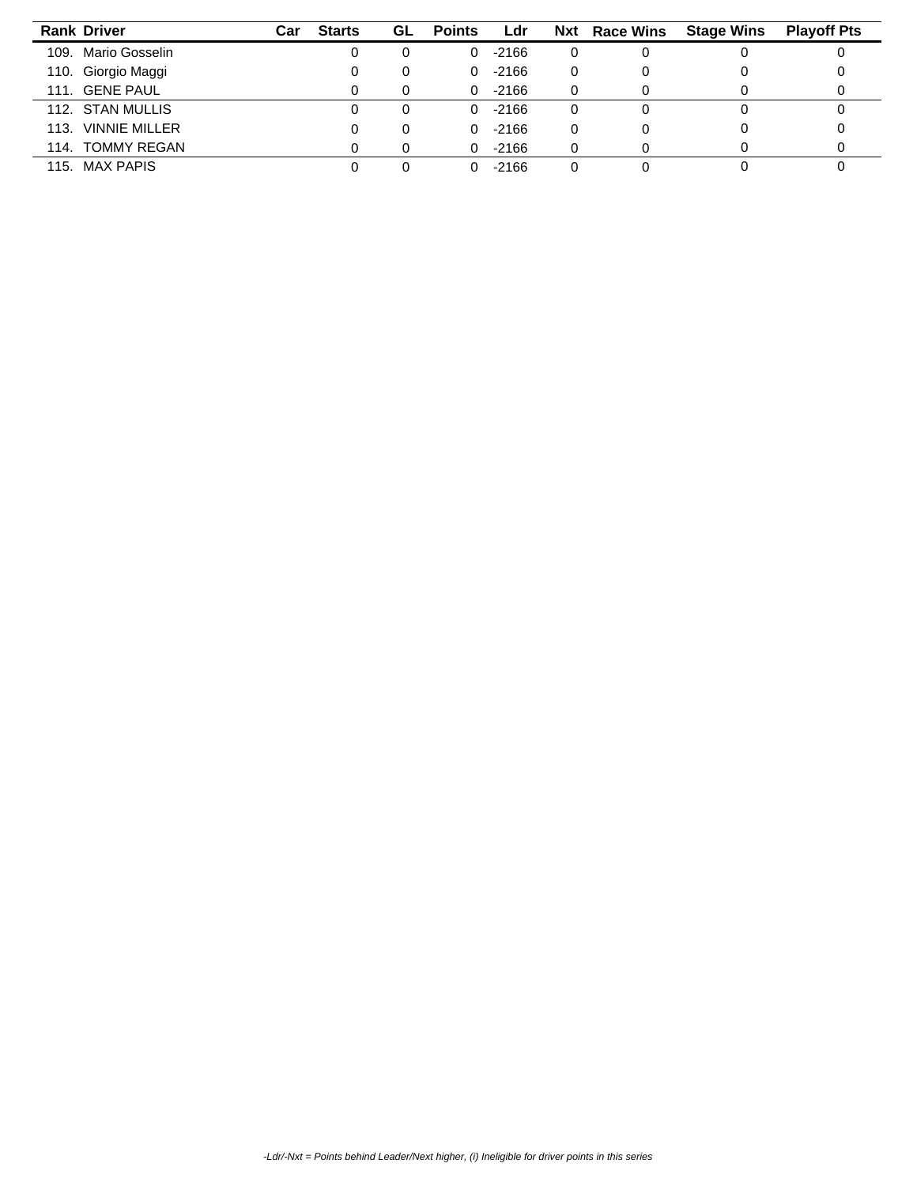| Rank | Driver | Car | Starts | GL | Points | Ldr | Nxt | Race Wins | Stage Wins | Playoff Pts |
|---|---|---|---|---|---|---|---|---|---|---|
| 109. | Mario Gosselin | | 0 | 0 | 0 | -2166 | 0 | 0 | 0 | 0 |
| 110. | Giorgio Maggi | | 0 | 0 | 0 | -2166 | 0 | 0 | 0 | 0 |
| 111. | GENE PAUL | | 0 | 0 | 0 | -2166 | 0 | 0 | 0 | 0 |
| 112. | STAN MULLIS | | 0 | 0 | 0 | -2166 | 0 | 0 | 0 | 0 |
| 113. | VINNIE MILLER | | 0 | 0 | 0 | -2166 | 0 | 0 | 0 | 0 |
| 114. | TOMMY REGAN | | 0 | 0 | 0 | -2166 | 0 | 0 | 0 | 0 |
| 115. | MAX PAPIS | | 0 | 0 | 0 | -2166 | 0 | 0 | 0 | 0 |

*-Ldr/-Nxt = Points behind Leader/Next higher, (i) Ineligible for driver points in this series*